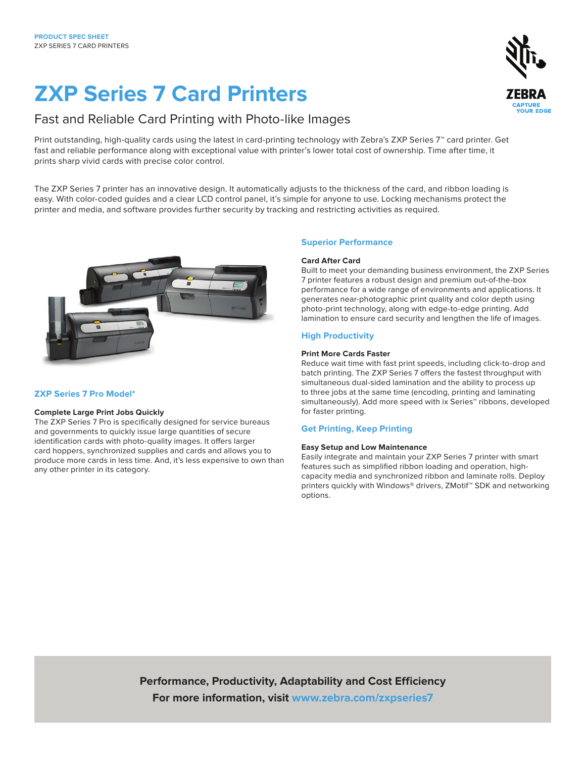PRODUCT SPEC SHEET
ZXP SERIES 7 CARD PRINTERS

# ZXP Series 7 Card Printers

## Fast and Reliable Card Printing with Photo-like Images

Print outstanding, high-quality cards using the latest in card-printing technology with Zebra's ZXP Series 7™ card printer. Get fast and reliable performance along with exceptional value with printer's lower total cost of ownership. Time after time, it prints sharp vivid cards with precise color control.

The ZXP Series 7 printer has an innovative design. It automatically adjusts to the thickness of the card, and ribbon loading is easy. With color-coded guides and a clear LCD control panel, it's simple for anyone to use. Locking mechanisms protect the printer and media, and software provides further security by tracking and restricting activities as required.

### ZXP Series 7 Pro Model*

**Complete Large Print Jobs Quickly**
The ZXP Series 7 Pro is specifically designed for service bureaus and governments to quickly issue large quantities of secure identification cards with photo-quality images. It offers larger card hoppers, synchronized supplies and cards and allows you to produce more cards in less time. And, it's less expensive to own than any other printer in its category.

### Superior Performance

**Card After Card**
Built to meet your demanding business environment, the ZXP Series 7 printer features a robust design and premium out-of-the-box performance for a wide range of environments and applications. It generates near-photographic print quality and color depth using photo-print technology, along with edge-to-edge printing. Add lamination to ensure card security and lengthen the life of images.

### High Productivity

**Print More Cards Faster**
Reduce wait time with fast print speeds, including click-to-drop and batch printing. The ZXP Series 7 offers the fastest throughput with simultaneous dual-sided lamination and the ability to process up to three jobs at the same time (encoding, printing and laminating simultaneously). Add more speed with ix Series™ ribbons, developed for faster printing.

### Get Printing, Keep Printing

**Easy Setup and Low Maintenance**
Easily integrate and maintain your ZXP Series 7 printer with smart features such as simplified ribbon loading and operation, high-capacity media and synchronized ribbon and laminate rolls. Deploy printers quickly with Windows® drivers, ZMotif™ SDK and networking options.

**Performance, Productivity, Adaptability and Cost Efficiency**
**For more information, visit www.zebra.com/zxpseries7**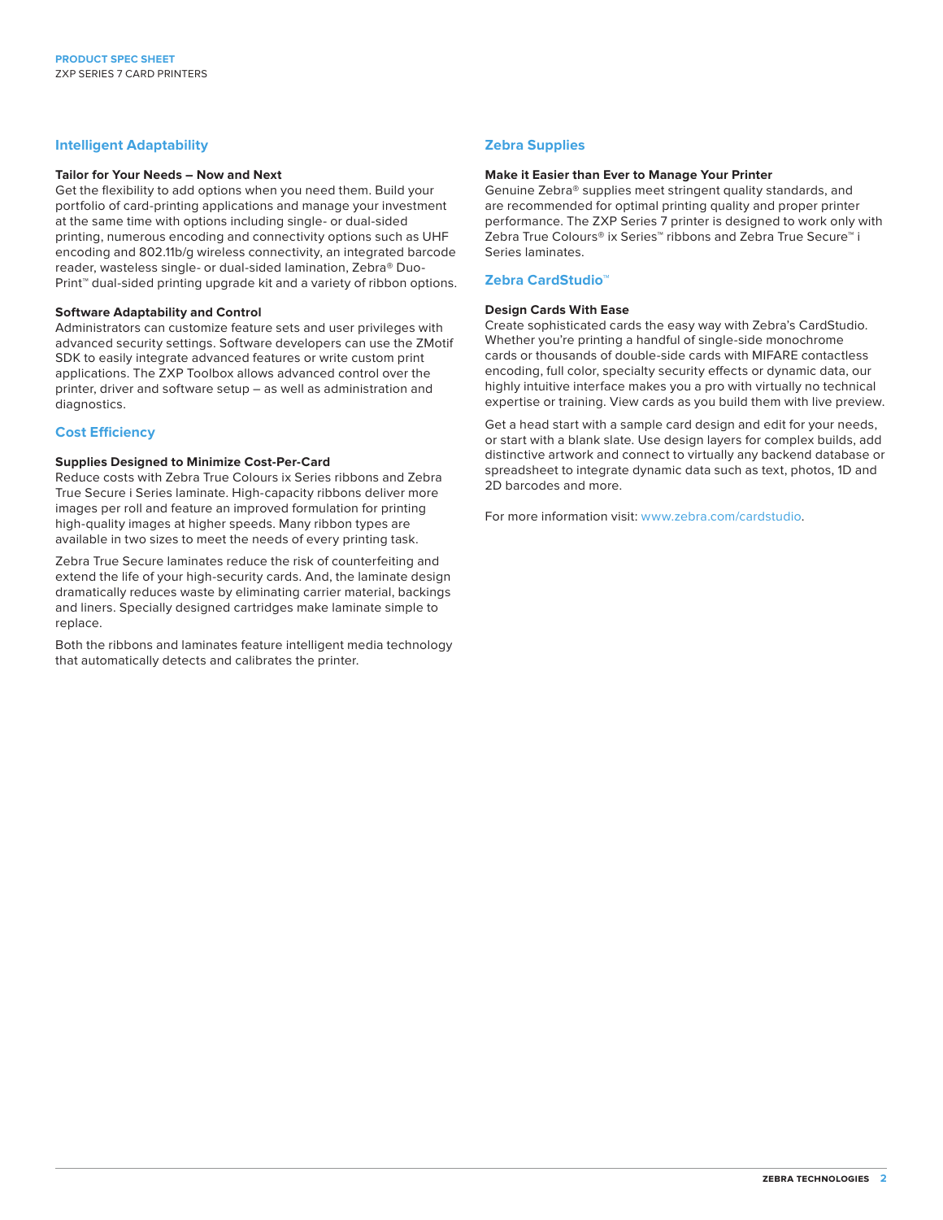## Intelligent Adaptability

### Tailor for Your Needs – Now and Next

Get the flexibility to add options when you need them. Build your portfolio of card-printing applications and manage your investment at the same time with options including single- or dual-sided printing, numerous encoding and connectivity options such as UHF encoding and 802.11b/g wireless connectivity, an integrated barcode reader, wasteless single- or dual-sided lamination, Zebra® Duo-Print™ dual-sided printing upgrade kit and a variety of ribbon options.

### Software Adaptability and Control

Administrators can customize feature sets and user privileges with advanced security settings. Software developers can use the ZMotif SDK to easily integrate advanced features or write custom print applications. The ZXP Toolbox allows advanced control over the printer, driver and software setup – as well as administration and diagnostics.

## Cost Efficiency

### Supplies Designed to Minimize Cost-Per-Card

Reduce costs with Zebra True Colours ix Series ribbons and Zebra True Secure i Series laminate. High-capacity ribbons deliver more images per roll and feature an improved formulation for printing high-quality images at higher speeds. Many ribbon types are available in two sizes to meet the needs of every printing task.

Zebra True Secure laminates reduce the risk of counterfeiting and extend the life of your high-security cards. And, the laminate design dramatically reduces waste by eliminating carrier material, backings and liners. Specially designed cartridges make laminate simple to replace.

Both the ribbons and laminates feature intelligent media technology that automatically detects and calibrates the printer.

## Zebra Supplies

### Make it Easier than Ever to Manage Your Printer

Genuine Zebra® supplies meet stringent quality standards, and are recommended for optimal printing quality and proper printer performance. The ZXP Series 7 printer is designed to work only with Zebra True Colours® ix Series™ ribbons and Zebra True Secure™ i Series laminates.

## Zebra CardStudio™

### Design Cards With Ease

Create sophisticated cards the easy way with Zebra's CardStudio. Whether you're printing a handful of single-side monochrome cards or thousands of double-side cards with MIFARE contactless encoding, full color, specialty security effects or dynamic data, our highly intuitive interface makes you a pro with virtually no technical expertise or training. View cards as you build them with live preview.

Get a head start with a sample card design and edit for your needs, or start with a blank slate. Use design layers for complex builds, add distinctive artwork and connect to virtually any backend database or spreadsheet to integrate dynamic data such as text, photos, 1D and 2D barcodes and more.

For more information visit: www.zebra.com/cardstudio.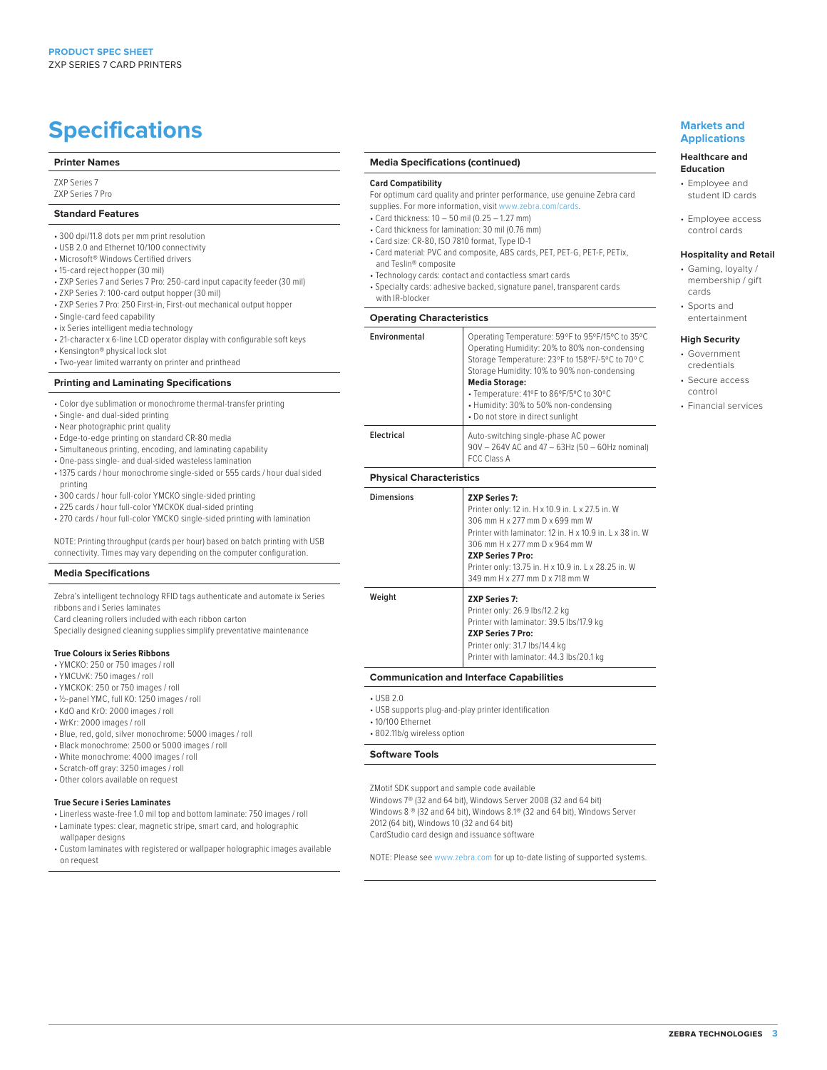# Specifications

## Printer Names

ZXP Series 7
ZXP Series 7 Pro

## Standard Features

- 300 dpi/11.8 dots per mm print resolution
- USB 2.0 and Ethernet 10/100 connectivity
- Microsoft® Windows Certified drivers
- 15-card reject hopper (30 mil)
- ZXP Series 7 and Series 7 Pro: 250-card input capacity feeder (30 mil)
- ZXP Series 7: 100-card output hopper (30 mil)
- ZXP Series 7 Pro: 250 First-in, First-out mechanical output hopper
- Single-card feed capability
- ix Series intelligent media technology
- 21-character x 6-line LCD operator display with configurable soft keys
- Kensington® physical lock slot
- Two-year limited warranty on printer and printhead

## Printing and Laminating Specifications

- Color dye sublimation or monochrome thermal-transfer printing
- Single- and dual-sided printing
- Near photographic print quality
- Edge-to-edge printing on standard CR-80 media
- Simultaneous printing, encoding, and laminating capability
- One-pass single- and dual-sided wasteless lamination
- 1375 cards / hour monochrome single-sided or 555 cards / hour dual sided printing
- 300 cards / hour full-color YMCKO single-sided printing
- 225 cards / hour full-color YMCKOK dual-sided printing
- 270 cards / hour full-color YMCKO single-sided printing with lamination

NOTE: Printing throughput (cards per hour) based on batch printing with USB connectivity. Times may vary depending on the computer configuration.

## Media Specifications

Zebra's intelligent technology RFID tags authenticate and automate ix Series ribbons and i Series laminates
Card cleaning rollers included with each ribbon carton
Specially designed cleaning supplies simplify preventative maintenance

**True Colours ix Series Ribbons**

- YMCKO: 250 or 750 images / roll
- YMCUvK: 750 images / roll
- YMCKOK: 250 or 750 images / roll
- ½-panel YMC, full KO: 1250 images / roll
- KdO and KrO: 2000 images / roll
- WrKr: 2000 images / roll
- Blue, red, gold, silver monochrome: 5000 images / roll
- Black monochrome: 2500 or 5000 images / roll
- White monochrome: 4000 images / roll
- Scratch-off gray: 3250 images / roll
- Other colors available on request

**True Secure i Series Laminates**

- Linerless waste-free 1.0 mil top and bottom laminate: 750 images / roll
- Laminate types: clear, magnetic stripe, smart card, and holographic wallpaper designs
- Custom laminates with registered or wallpaper holographic images available on request

## Media Specifications (continued)

**Card Compatibility**

For optimum card quality and printer performance, use genuine Zebra card supplies. For more information, visit www.zebra.com/cards.

- Card thickness: 10 – 50 mil (0.25 – 1.27 mm)
- Card thickness for lamination: 30 mil (0.76 mm)
- Card size: CR-80, ISO 7810 format, Type ID-1
- Card material: PVC and composite, ABS cards, PET, PET-G, PET-F, PETix, and Teslin® composite
- Technology cards: contact and contactless smart cards
- Specialty cards: adhesive backed, signature panel, transparent cards with IR-blocker

## Operating Characteristics

| | |
|---|---|
| Environmental | Operating Temperature: 59°F to 95°F/15°C to 35°C<br>Operating Humidity: 20% to 80% non-condensing<br>Storage Temperature: 23°F to 158°F/-5°C to 70° C<br>Storage Humidity: 10% to 90% non-condensing<br>**Media Storage:**<br>• Temperature: 41°F to 86°F/5°C to 30°C<br>• Humidity: 30% to 50% non-condensing<br>• Do not store in direct sunlight |
| Electrical | Auto-switching single-phase AC power<br>90V – 264V AC and 47 – 63Hz (50 – 60Hz nominal)<br>FCC Class A |

## Physical Characteristics

| | |
|---|---|
| Dimensions | **ZXP Series 7:**<br>Printer only: 12 in. H x 10.9 in. L x 27.5 in. W<br>306 mm H x 277 mm D x 699 mm W<br>Printer with laminator: 12 in. H x 10.9 in. L x 38 in. W<br>306 mm H x 277 mm D x 964 mm W<br>**ZXP Series 7 Pro:**<br>Printer only: 13.75 in. H x 10.9 in. L x 28.25 in. W<br>349 mm H x 277 mm D x 718 mm W |
| Weight | **ZXP Series 7:**<br>Printer only: 26.9 lbs/12.2 kg<br>Printer with laminator: 39.5 lbs/17.9 kg<br>**ZXP Series 7 Pro:**<br>Printer only: 31.7 lbs/14.4 kg<br>Printer with laminator: 44.3 lbs/20.1 kg |

## Communication and Interface Capabilities

- USB 2.0
- USB supports plug-and-play printer identification
- 10/100 Ethernet
- 802.11b/g wireless option

## Software Tools

ZMotif SDK support and sample code available
Windows 7® (32 and 64 bit), Windows Server 2008 (32 and 64 bit)
Windows 8 ® (32 and 64 bit), Windows 8.1® (32 and 64 bit), Windows Server 2012 (64 bit), Windows 10 (32 and 64 bit)
CardStudio card design and issuance software

NOTE: Please see www.zebra.com for up to-date listing of supported systems.

## Markets and Applications

**Healthcare and Education**

- Employee and student ID cards
- Employee access control cards

**Hospitality and Retail**

- Gaming, loyalty / membership / gift cards
- Sports and entertainment

**High Security**

- Government credentials
- Secure access control
- Financial services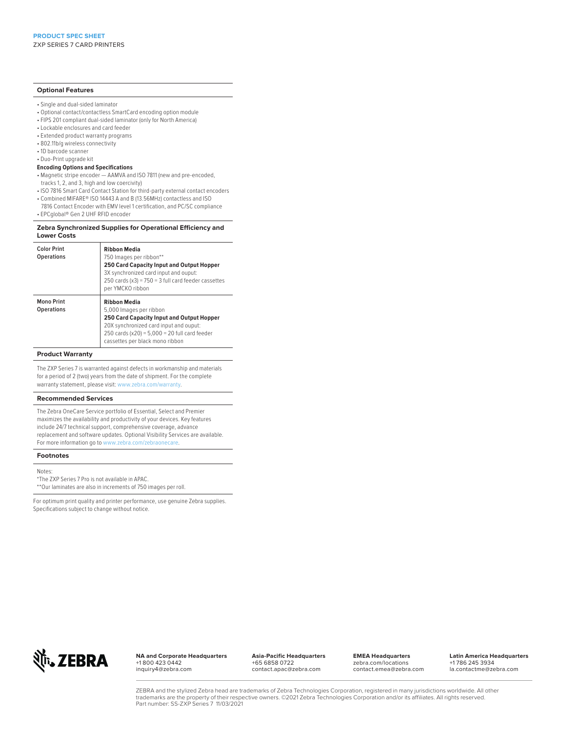## Optional Features

- Single and dual-sided laminator
- Optional contact/contactless SmartCard encoding option module
- FIPS 201 compliant dual-sided laminator (only for North America)
- Lockable enclosures and card feeder
- Extended product warranty programs
- 802.11b/g wireless connectivity
- 1D barcode scanner
- Duo-Print upgrade kit

**Encoding Options and Specifications**

- Magnetic stripe encoder — AAMVA and ISO 7811 (new and pre-encoded, tracks 1, 2, and 3, high and low coercivity)
- ISO 7816 Smart Card Contact Station for third-party external contact encoders
- Combined MIFARE® ISO 14443 A and B (13.56MHz) contactless and ISO 7816 Contact Encoder with EMV level 1 certification, and PC/SC compliance
- EPCglobal® Gen 2 UHF RFID encoder

## Zebra Synchronized Supplies for Operational Efficiency and Lower Costs

| | |
|---|---|
| **Color Print Operations** | **Ribbon Media**<br>750 Images per ribbon**<br>**250 Card Capacity Input and Output Hopper**<br>3X synchronized card input and ouput:<br>250 cards (x3) = 750 = 3 full card feeder cassettes per YMCKO ribbon |
| **Mono Print Operations** | **Ribbon Media**<br>5,000 Images per ribbon<br>**250 Card Capacity Input and Output Hopper**<br>20X synchronized card input and ouput:<br>250 cards (x20) = 5,000 = 20 full card feeder cassettes per black mono ribbon |

## Product Warranty

The ZXP Series 7 is warranted against defects in workmanship and materials for a period of 2 (two) years from the date of shipment. For the complete warranty statement, please visit: www.zebra.com/warranty.

## Recommended Services

The Zebra OneCare Service portfolio of Essential, Select and Premier maximizes the availability and productivity of your devices. Key features include 24/7 technical support, comprehensive coverage, advance replacement and software updates. Optional Visibility Services are available. For more information go to www.zebra.com/zebraonecare.

## Footnotes

Notes:

*The ZXP Series 7 Pro is not available in APAC.

**Our laminates are also in increments of 750 images per roll.

For optimum print quality and printer performance, use genuine Zebra supplies. Specifications subject to change without notice.

**NA and Corporate Headquarters**
+1 800 423 0442
inquiry4@zebra.com

**Asia-Pacific Headquarters**
+65 6858 0722
contact.apac@zebra.com

**EMEA Headquarters**
zebra.com/locations
contact.emea@zebra.com

**Latin America Headquarters**
+1 786 245 3934
la.contactme@zebra.com

ZEBRA and the stylized Zebra head are trademarks of Zebra Technologies Corporation, registered in many jurisdictions worldwide. All other trademarks are the property of their respective owners. ©2021 Zebra Technologies Corporation and/or its affiliates. All rights reserved.
Part number: SS-ZXP Series 7 11/03/2021